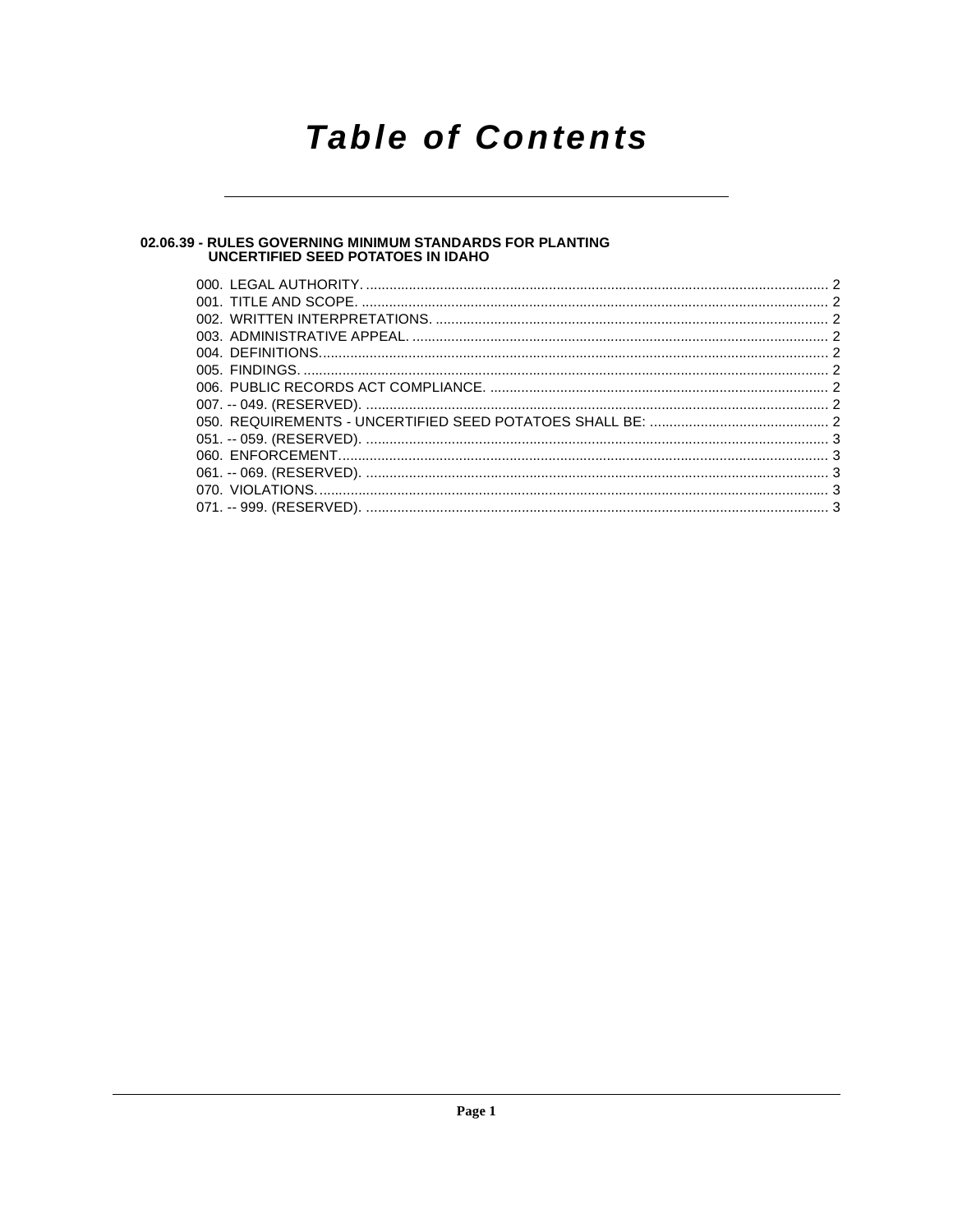# Table of Contents

**02.06.39 - RULES GOVERNING MINIMUM STANDARDS FOR PLANTING UNCERTIFIED SEED POTATOES IN IDAHO**

000. LEGAL AUTHORITY. .......... 2
001. TITLE AND SCOPE. .......... 2
002. WRITTEN INTERPRETATIONS. .......... 2
003. ADMINISTRATIVE APPEAL. .......... 2
004. DEFINITIONS. .......... 2
005. FINDINGS. .......... 2
006. PUBLIC RECORDS ACT COMPLIANCE. .......... 2
007. -- 049. (RESERVED). .......... 2
050. REQUIREMENTS - UNCERTIFIED SEED POTATOES SHALL BE: .......... 2
051. -- 059. (RESERVED). .......... 3
060. ENFORCEMENT. .......... 3
061. -- 069. (RESERVED). .......... 3
070. VIOLATIONS. .......... 3
071. -- 999. (RESERVED). .......... 3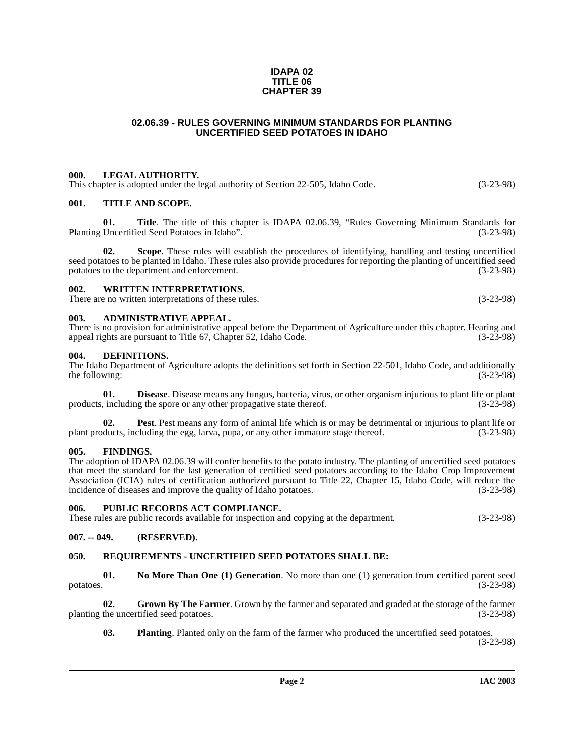**IDAPA 02**
**TITLE 06**
**CHAPTER 39**

## 02.06.39 - RULES GOVERNING MINIMUM STANDARDS FOR PLANTING UNCERTIFIED SEED POTATOES IN IDAHO

### 000. LEGAL AUTHORITY.

This chapter is adopted under the legal authority of Section 22-505, Idaho Code. (3-23-98)

### 001. TITLE AND SCOPE.

**01. Title**. The title of this chapter is IDAPA 02.06.39, "Rules Governing Minimum Standards for Planting Uncertified Seed Potatoes in Idaho". (3-23-98)

**02. Scope**. These rules will establish the procedures of identifying, handling and testing uncertified seed potatoes to be planted in Idaho. These rules also provide procedures for reporting the planting of uncertified seed potatoes to the department and enforcement. (3-23-98)

### 002. WRITTEN INTERPRETATIONS.

There are no written interpretations of these rules. (3-23-98)

### 003. ADMINISTRATIVE APPEAL.

There is no provision for administrative appeal before the Department of Agriculture under this chapter. Hearing and appeal rights are pursuant to Title 67, Chapter 52, Idaho Code. (3-23-98)

### 004. DEFINITIONS.

The Idaho Department of Agriculture adopts the definitions set forth in Section 22-501, Idaho Code, and additionally the following: (3-23-98)

**01. Disease**. Disease means any fungus, bacteria, virus, or other organism injurious to plant life or plant products, including the spore or any other propagative state thereof. (3-23-98)

**02. Pest**. Pest means any form of animal life which is or may be detrimental or injurious to plant life or plant products, including the egg, larva, pupa, or any other immature stage thereof. (3-23-98)

### 005. FINDINGS.

The adoption of IDAPA 02.06.39 will confer benefits to the potato industry. The planting of uncertified seed potatoes that meet the standard for the last generation of certified seed potatoes according to the Idaho Crop Improvement Association (ICIA) rules of certification authorized pursuant to Title 22, Chapter 15, Idaho Code, will reduce the incidence of diseases and improve the quality of Idaho potatoes. (3-23-98)

### 006. PUBLIC RECORDS ACT COMPLIANCE.

These rules are public records available for inspection and copying at the department. (3-23-98)

### 007. -- 049. (RESERVED).

### 050. REQUIREMENTS - UNCERTIFIED SEED POTATOES SHALL BE:

**01. No More Than One (1) Generation**. No more than one (1) generation from certified parent seed potatoes. (3-23-98)

**02. Grown By The Farmer**. Grown by the farmer and separated and graded at the storage of the farmer planting the uncertified seed potatoes. (3-23-98)

**03. Planting**. Planted only on the farm of the farmer who produced the uncertified seed potatoes. (3-23-98)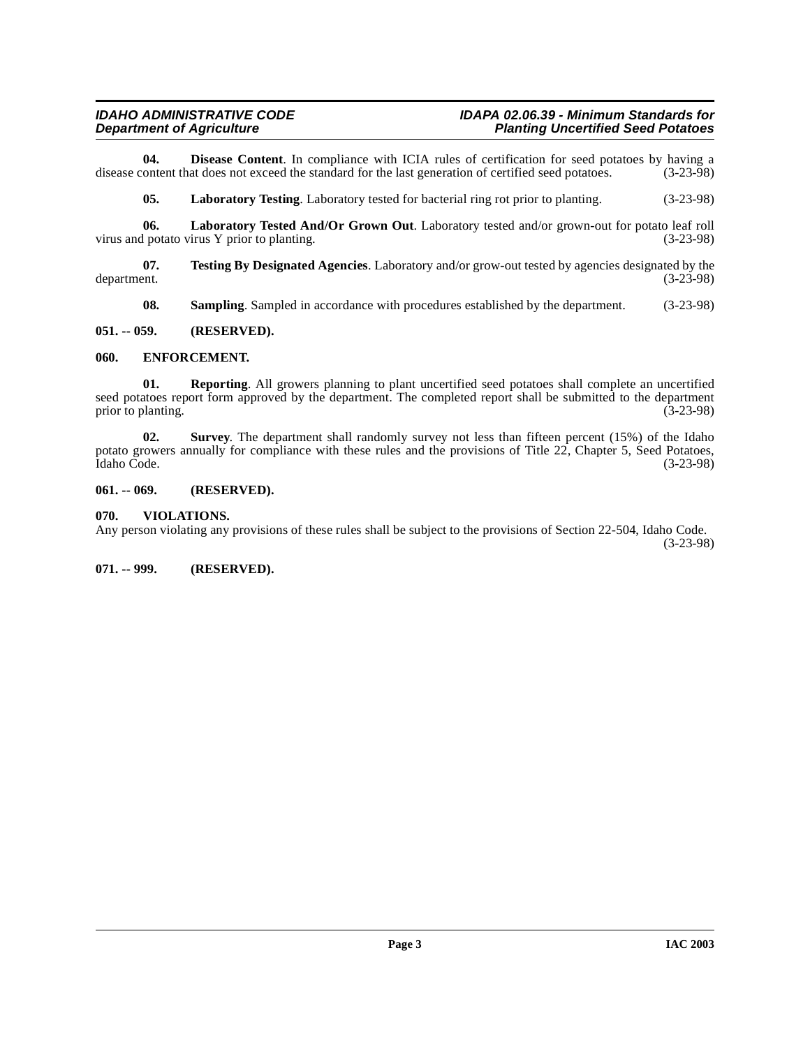**04. Disease Content**. In compliance with ICIA rules of certification for seed potatoes by having a disease content that does not exceed the standard for the last generation of certified seed potatoes. (3-23-98)

**05. Laboratory Testing**. Laboratory tested for bacterial ring rot prior to planting. (3-23-98)

**06. Laboratory Tested And/Or Grown Out**. Laboratory tested and/or grown-out for potato leaf roll virus and potato virus Y prior to planting. (3-23-98)

**07. Testing By Designated Agencies**. Laboratory and/or grow-out tested by agencies designated by the department. (3-23-98)

**08. Sampling**. Sampled in accordance with procedures established by the department. (3-23-98)

**051. -- 059. (RESERVED).**

**060. ENFORCEMENT.**

**01. Reporting**. All growers planning to plant uncertified seed potatoes shall complete an uncertified seed potatoes report form approved by the department. The completed report shall be submitted to the department prior to planting. (3-23-98)

**02. Survey**. The department shall randomly survey not less than fifteen percent (15%) of the Idaho potato growers annually for compliance with these rules and the provisions of Title 22, Chapter 5, Seed Potatoes, Idaho Code. (3-23-98)

**061. -- 069. (RESERVED).**

**070. VIOLATIONS.**

Any person violating any provisions of these rules shall be subject to the provisions of Section 22-504, Idaho Code. (3-23-98)

**071. -- 999. (RESERVED).**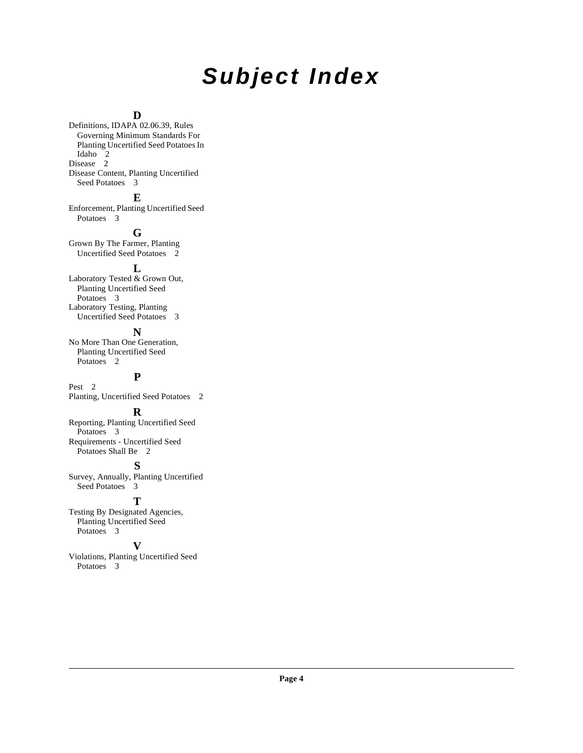# Subject Index

**D**

Definitions, IDAPA 02.06.39, Rules Governing Minimum Standards For Planting Uncertified Seed Potatoes In Idaho 2

Disease 2

Disease Content, Planting Uncertified Seed Potatoes 3

**E**

Enforcement, Planting Uncertified Seed Potatoes 3

**G**

Grown By The Farmer, Planting Uncertified Seed Potatoes 2

**L**

Laboratory Tested & Grown Out, Planting Uncertified Seed Potatoes 3

Laboratory Testing, Planting Uncertified Seed Potatoes 3

**N**

No More Than One Generation, Planting Uncertified Seed Potatoes 2

**P**

Pest 2

Planting, Uncertified Seed Potatoes 2

**R**

Reporting, Planting Uncertified Seed Potatoes 3

Requirements - Uncertified Seed Potatoes Shall Be 2

**S**

Survey, Annually, Planting Uncertified Seed Potatoes 3

**T**

Testing By Designated Agencies, Planting Uncertified Seed Potatoes 3

**V**

Violations, Planting Uncertified Seed Potatoes 3